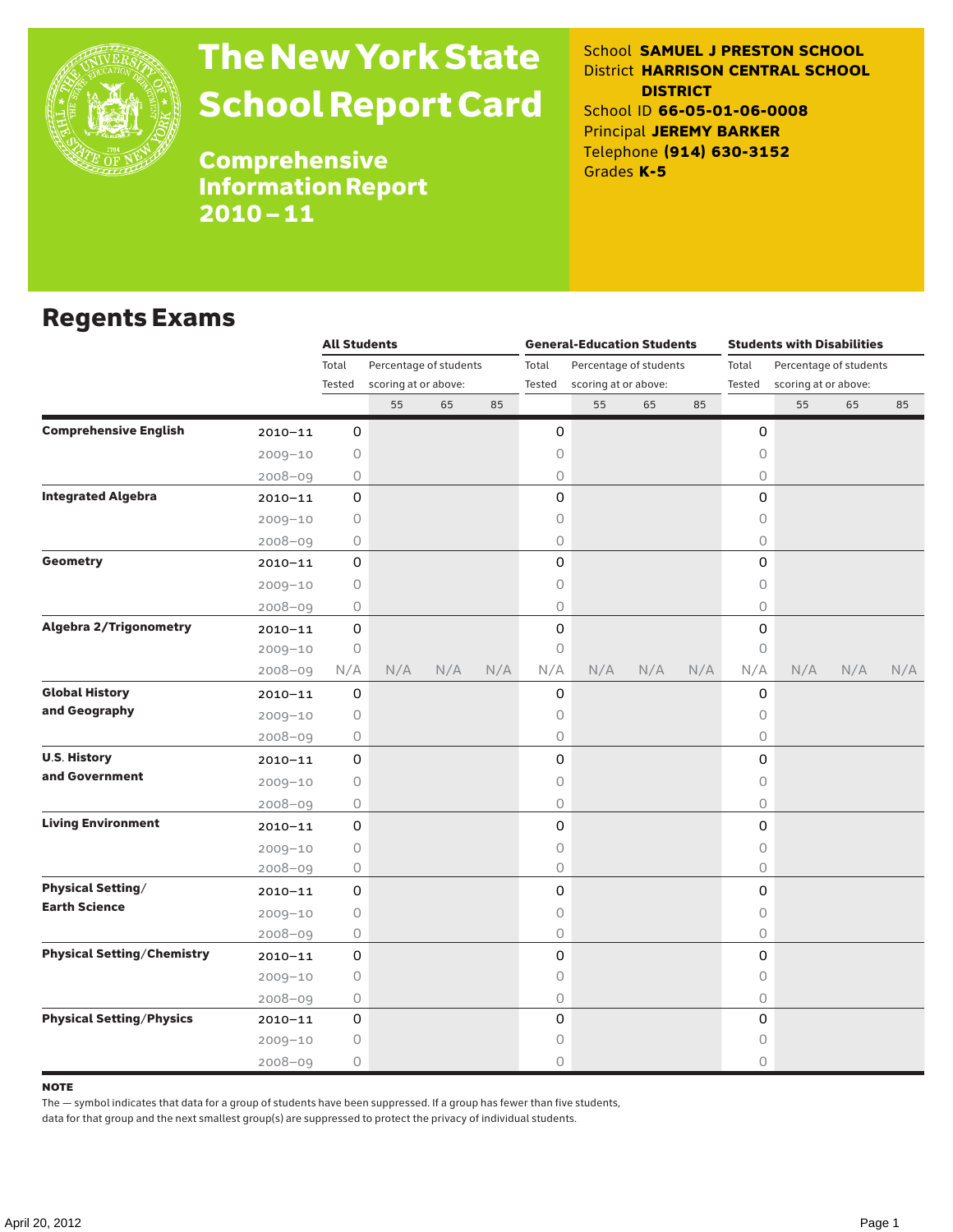# The New York State School Report Card

## Comprehensive Information Report 2010–11

School **SAMUEL J PRESTON SCHOOL**
District **HARRISON CENTRAL SCHOOL DISTRICT**
School ID **66-05-01-06-0008**
Principal **JEREMY BARKER**
Telephone **(914) 630-3152**
Grades **K-5**

## Regents Exams

| | | All Students | | | | General-Education Students | | | | Students with Disabilities | | | |
|---|---|---|---|---|---|---|---|---|---|---|---|---|---|
| | | Total Tested | Percentage of students scoring at or above: | | | Total Tested | Percentage of students scoring at or above: | | | Total Tested | Percentage of students scoring at or above: | | |
| | | | 55 | 65 | 85 | | 55 | 65 | 85 | | 55 | 65 | 85 |
| **Comprehensive English** | 2010–11 | 0 | | | | 0 | | | | 0 | | | |
| | 2009–10 | 0 | | | | 0 | | | | 0 | | | |
| | 2008–09 | 0 | | | | 0 | | | | 0 | | | |
| **Integrated Algebra** | 2010–11 | 0 | | | | 0 | | | | 0 | | | |
| | 2009–10 | 0 | | | | 0 | | | | 0 | | | |
| | 2008–09 | 0 | | | | 0 | | | | 0 | | | |
| **Geometry** | 2010–11 | 0 | | | | 0 | | | | 0 | | | |
| | 2009–10 | 0 | | | | 0 | | | | 0 | | | |
| | 2008–09 | 0 | | | | 0 | | | | 0 | | | |
| **Algebra 2/Trigonometry** | 2010–11 | 0 | | | | 0 | | | | 0 | | | |
| | 2009–10 | 0 | | | | 0 | | | | 0 | | | |
| | 2008–09 | N/A | N/A | N/A | N/A | N/A | N/A | N/A | N/A | N/A | N/A | N/A | N/A |
| **Global History and Geography** | 2010–11 | 0 | | | | 0 | | | | 0 | | | |
| | 2009–10 | 0 | | | | 0 | | | | 0 | | | |
| | 2008–09 | 0 | | | | 0 | | | | 0 | | | |
| **U.S. History and Government** | 2010–11 | 0 | | | | 0 | | | | 0 | | | |
| | 2009–10 | 0 | | | | 0 | | | | 0 | | | |
| | 2008–09 | 0 | | | | 0 | | | | 0 | | | |
| **Living Environment** | 2010–11 | 0 | | | | 0 | | | | 0 | | | |
| | 2009–10 | 0 | | | | 0 | | | | 0 | | | |
| | 2008–09 | 0 | | | | 0 | | | | 0 | | | |
| **Physical Setting/ Earth Science** | 2010–11 | 0 | | | | 0 | | | | 0 | | | |
| | 2009–10 | 0 | | | | 0 | | | | 0 | | | |
| | 2008–09 | 0 | | | | 0 | | | | 0 | | | |
| **Physical Setting/Chemistry** | 2010–11 | 0 | | | | 0 | | | | 0 | | | |
| | 2009–10 | 0 | | | | 0 | | | | 0 | | | |
| | 2008–09 | 0 | | | | 0 | | | | 0 | | | |
| **Physical Setting/Physics** | 2010–11 | 0 | | | | 0 | | | | 0 | | | |
| | 2009–10 | 0 | | | | 0 | | | | 0 | | | |
| | 2008–09 | 0 | | | | 0 | | | | 0 | | | |

**NOTE**

The — symbol indicates that data for a group of students have been suppressed. If a group has fewer than five students, data for that group and the next smallest group(s) are suppressed to protect the privacy of individual students.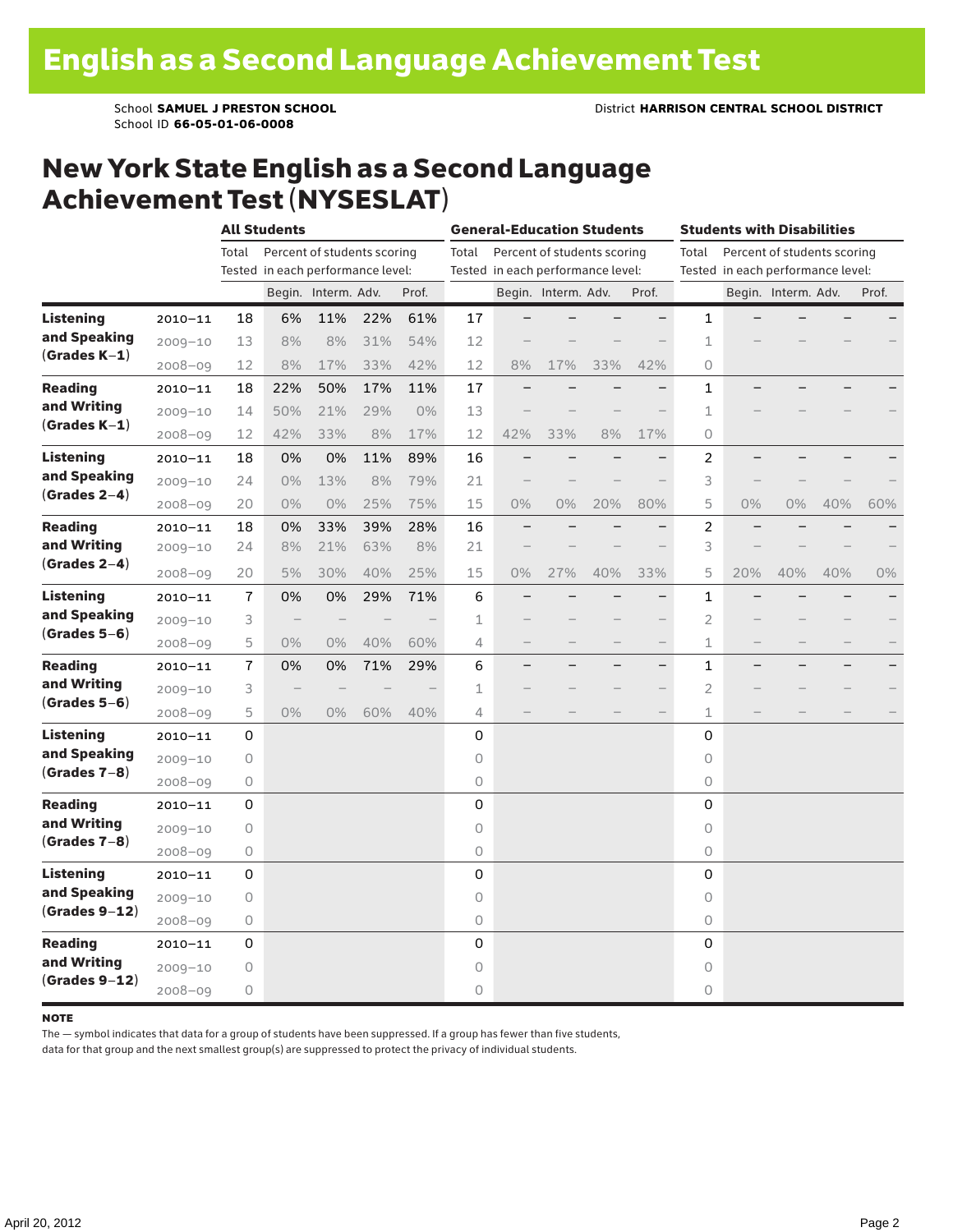# English as a Second Language Achievement Test

School **SAMUEL J PRESTON SCHOOL** District **HARRISON CENTRAL SCHOOL DISTRICT**
School ID **66-05-01-06-0008**

## New York State English as a Second Language Achievement Test (NYSESLAT)

| | | All Students | | | | | General-Education Students | | | | | Students with Disabilities | | | | |
|---|---|---|---|---|---|---|---|---|---|---|---|---|---|---|---|---|
| | | Total Tested | Percent of students scoring in each performance level: | | | | Total Tested | Percent of students scoring in each performance level: | | | | Total Tested | Percent of students scoring in each performance level: | | | |
| | | | Begin. | Interm. | Adv. | Prof. | | Begin. | Interm. | Adv. | Prof. | | Begin. | Interm. | Adv. | Prof. |
| **Listening and Speaking (Grades K–1)** | 2010–11 | 18 | 6% | 11% | 22% | 61% | 17 | – | – | – | – | 1 | – | – | – | – |
| | 2009–10 | 13 | 8% | 8% | 31% | 54% | 12 | – | – | – | – | 1 | – | – | – | – |
| | 2008–09 | 12 | 8% | 17% | 33% | 42% | 12 | 8% | 17% | 33% | 42% | 0 | | | | |
| **Reading and Writing (Grades K–1)** | 2010–11 | 18 | 22% | 50% | 17% | 11% | 17 | – | – | – | – | 1 | – | – | – | – |
| | 2009–10 | 14 | 50% | 21% | 29% | 0% | 13 | – | – | – | – | 1 | – | – | – | – |
| | 2008–09 | 12 | 42% | 33% | 8% | 17% | 12 | 42% | 33% | 8% | 17% | 0 | | | | |
| **Listening and Speaking (Grades 2–4)** | 2010–11 | 18 | 0% | 0% | 11% | 89% | 16 | – | – | – | – | 2 | – | – | – | – |
| | 2009–10 | 24 | 0% | 13% | 8% | 79% | 21 | – | – | – | – | 3 | – | – | – | – |
| | 2008–09 | 20 | 0% | 0% | 25% | 75% | 15 | 0% | 0% | 20% | 80% | 5 | 0% | 0% | 40% | 60% |
| **Reading and Writing (Grades 2–4)** | 2010–11 | 18 | 0% | 33% | 39% | 28% | 16 | – | – | – | – | 2 | – | – | – | – |
| | 2009–10 | 24 | 8% | 21% | 63% | 8% | 21 | – | – | – | – | 3 | – | – | – | – |
| | 2008–09 | 20 | 5% | 30% | 40% | 25% | 15 | 0% | 27% | 40% | 33% | 5 | 20% | 40% | 40% | 0% |
| **Listening and Speaking (Grades 5–6)** | 2010–11 | 7 | 0% | 0% | 29% | 71% | 6 | – | – | – | – | 1 | – | – | – | – |
| | 2009–10 | 3 | – | – | – | – | 1 | – | – | – | – | 2 | – | – | – | – |
| | 2008–09 | 5 | 0% | 0% | 40% | 60% | 4 | – | – | – | – | 1 | – | – | – | – |
| **Reading and Writing (Grades 5–6)** | 2010–11 | 7 | 0% | 0% | 71% | 29% | 6 | – | – | – | – | 1 | – | – | – | – |
| | 2009–10 | 3 | – | – | – | – | 1 | – | – | – | – | 2 | – | – | – | – |
| | 2008–09 | 5 | 0% | 0% | 60% | 40% | 4 | – | – | – | – | 1 | – | – | – | – |
| **Listening and Speaking (Grades 7–8)** | 2010–11 | 0 | | | | | 0 | | | | | 0 | | | | |
| | 2009–10 | 0 | | | | | 0 | | | | | 0 | | | | |
| | 2008–09 | 0 | | | | | 0 | | | | | 0 | | | | |
| **Reading and Writing (Grades 7–8)** | 2010–11 | 0 | | | | | 0 | | | | | 0 | | | | |
| | 2009–10 | 0 | | | | | 0 | | | | | 0 | | | | |
| | 2008–09 | 0 | | | | | 0 | | | | | 0 | | | | |
| **Listening and Speaking (Grades 9–12)** | 2010–11 | 0 | | | | | 0 | | | | | 0 | | | | |
| | 2009–10 | 0 | | | | | 0 | | | | | 0 | | | | |
| | 2008–09 | 0 | | | | | 0 | | | | | 0 | | | | |
| **Reading and Writing (Grades 9–12)** | 2010–11 | 0 | | | | | 0 | | | | | 0 | | | | |
| | 2009–10 | 0 | | | | | 0 | | | | | 0 | | | | |
| | 2008–09 | 0 | | | | | 0 | | | | | 0 | | | | |

**NOTE**

The — symbol indicates that data for a group of students have been suppressed. If a group has fewer than five students, data for that group and the next smallest group(s) are suppressed to protect the privacy of individual students.

April 20, 2012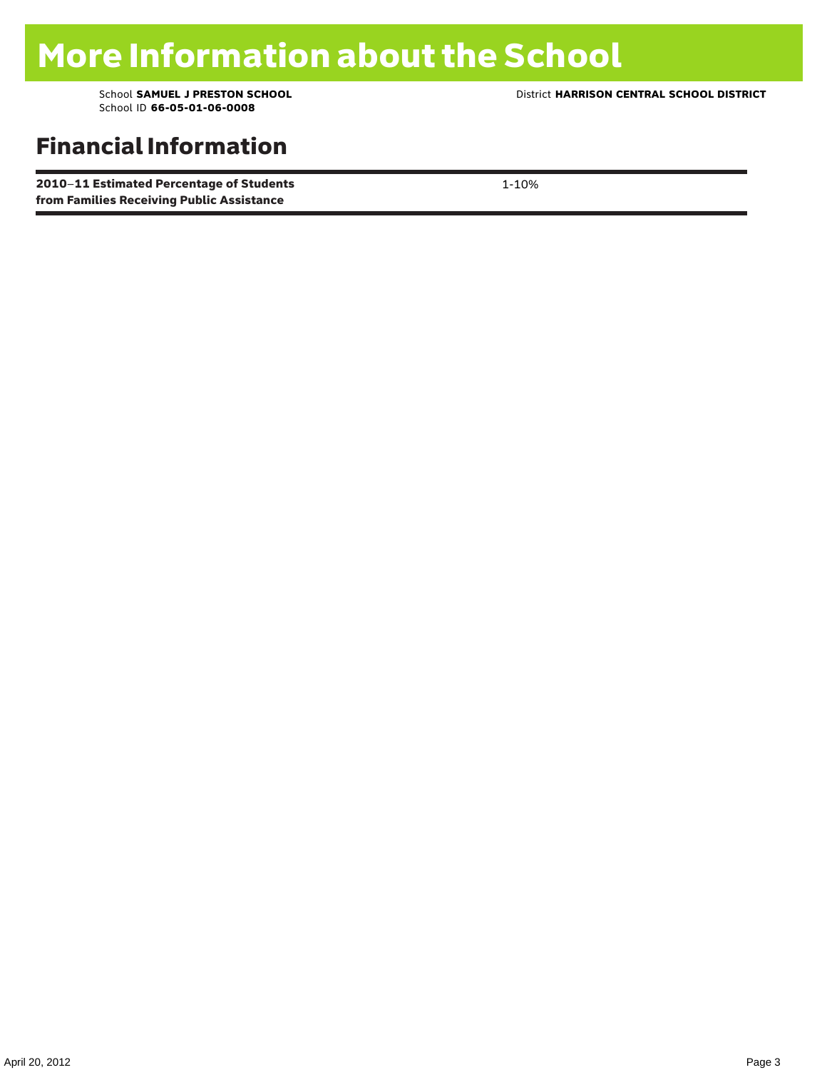# More Information about the School

School **SAMUEL J PRESTON SCHOOL**
School ID **66-05-01-06-0008**

District **HARRISON CENTRAL SCHOOL DISTRICT**

## Financial Information

| | |
|---|---|
| **2010–11 Estimated Percentage of Students from Families Receiving Public Assistance** | 1-10% |